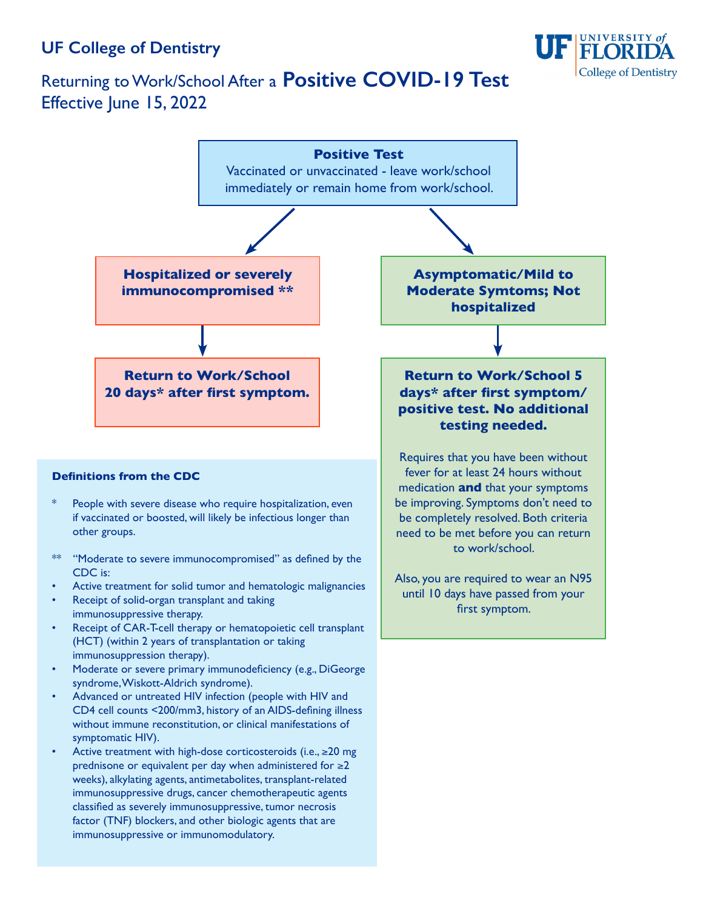## UF College of Dentistry

UNIVERSITY of FLORIDA
College of Dentistry

# Returning to Work/School After a **Positive COVID-19 Test**

Effective June 15, 2022

**Positive Test**

Vaccinated or unvaccinated - leave work/school immediately or remain home from work/school.

**Hospitalized or severely immunocompromised ****

**Return to Work/School 20 days* after first symptom.**

**Asymptomatic/Mild to Moderate Symtoms; Not hospitalized**

**Return to Work/School 5 days* after first symptom/ positive test. No additional testing needed.**

Requires that you have been without fever for at least 24 hours without medication **and** that your symptoms be improving. Symptoms don't need to be completely resolved. Both criteria need to be met before you can return to work/school.

Also, you are required to wear an N95 until 10 days have passed from your first symptom.

**Definitions from the CDC**

* People with severe disease who require hospitalization, even if vaccinated or boosted, will likely be infectious longer than other groups.

** "Moderate to severe immunocompromised" as defined by the CDC is:

- Active treatment for solid tumor and hematologic malignancies
- Receipt of solid-organ transplant and taking immunosuppressive therapy.
- Receipt of CAR-T-cell therapy or hematopoietic cell transplant (HCT) (within 2 years of transplantation or taking immunosuppression therapy).
- Moderate or severe primary immunodeficiency (e.g., DiGeorge syndrome, Wiskott-Aldrich syndrome).
- Advanced or untreated HIV infection (people with HIV and CD4 cell counts <200/mm3, history of an AIDS-defining illness without immune reconstitution, or clinical manifestations of symptomatic HIV).
- Active treatment with high-dose corticosteroids (i.e., ≥20 mg prednisone or equivalent per day when administered for ≥2 weeks), alkylating agents, antimetabolites, transplant-related immunosuppressive drugs, cancer chemotherapeutic agents classified as severely immunosuppressive, tumor necrosis factor (TNF) blockers, and other biologic agents that are immunosuppressive or immunomodulatory.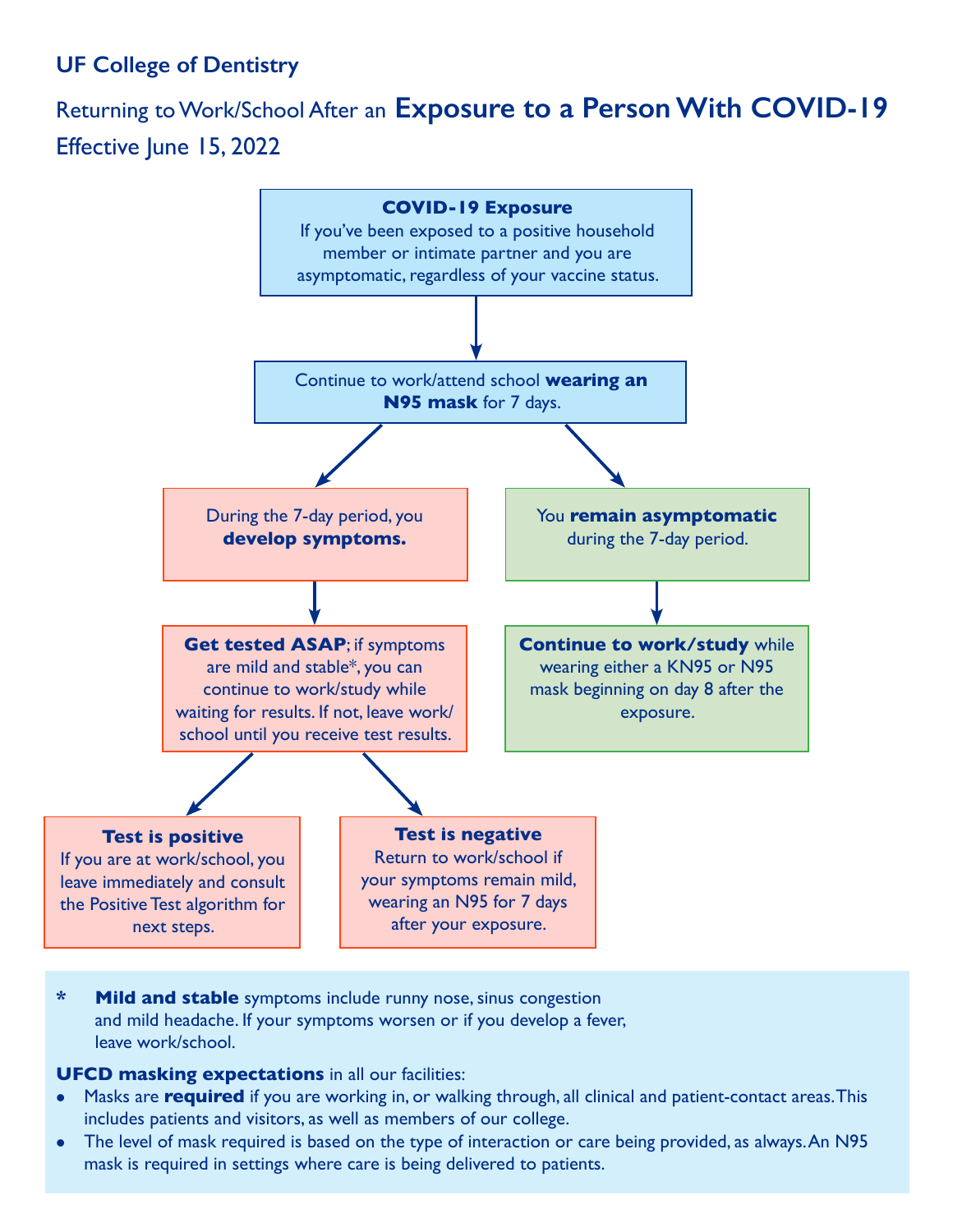**UF College of Dentistry**

## Returning to Work/School After an **Exposure to a Person With COVID-19**

Effective June 15, 2022

**COVID-19 Exposure**
If you've been exposed to a positive household member or intimate partner and you are asymptomatic, regardless of your vaccine status.

↓

Continue to work/attend school **wearing an N95 mask** for 7 days.

↓

During the 7-day period, you **develop symptoms.**

↓

**Get tested ASAP**; if symptoms are mild and stable*, you can continue to work/study while waiting for results. If not, leave work/school until you receive test results.

↓

**Test is positive**
If you are at work/school, you leave immediately and consult the Positive Test algorithm for next steps.

**Test is negative**
Return to work/school if your symptoms remain mild, wearing an N95 for 7 days after your exposure.

---

You **remain asymptomatic** during the 7-day period.

↓

**Continue to work/study** while wearing either a KN95 or N95 mask beginning on day 8 after the exposure.

---

\* **Mild and stable** symptoms include runny nose, sinus congestion and mild headache. If your symptoms worsen or if you develop a fever, leave work/school.

**UFCD masking expectations** in all our facilities:

- Masks are **required** if you are working in, or walking through, all clinical and patient-contact areas. This includes patients and visitors, as well as members of our college.
- The level of mask required is based on the type of interaction or care being provided, as always. An N95 mask is required in settings where care is being delivered to patients.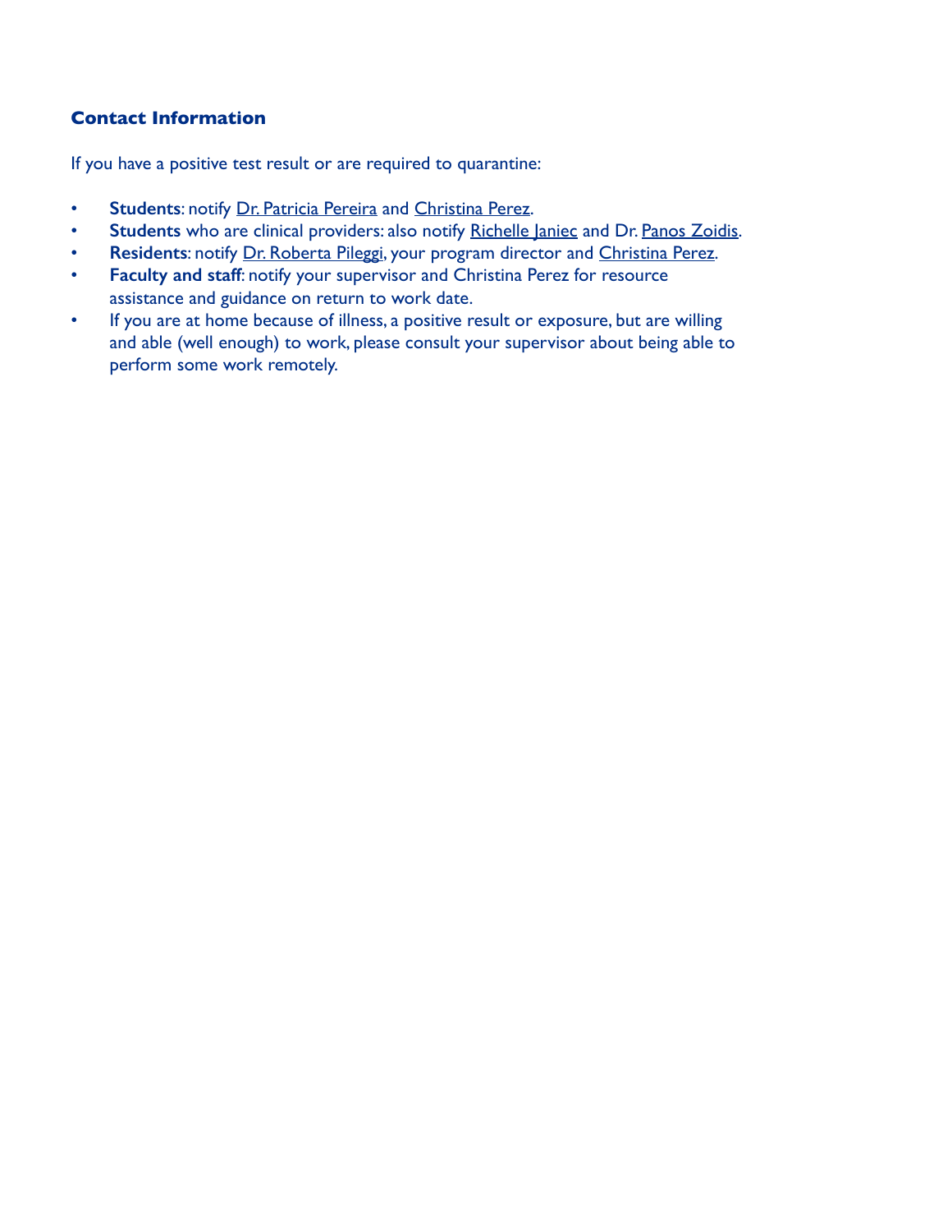### Contact Information

If you have a positive test result or are required to quarantine:

- **Students**: notify Dr. Patricia Pereira and Christina Perez.
- **Students** who are clinical providers: also notify Richelle Janiec and Dr. Panos Zoidis.
- **Residents**: notify Dr. Roberta Pileggi, your program director and Christina Perez.
- **Faculty and staff**: notify your supervisor and Christina Perez for resource assistance and guidance on return to work date.
- If you are at home because of illness, a positive result or exposure, but are willing and able (well enough) to work, please consult your supervisor about being able to perform some work remotely.